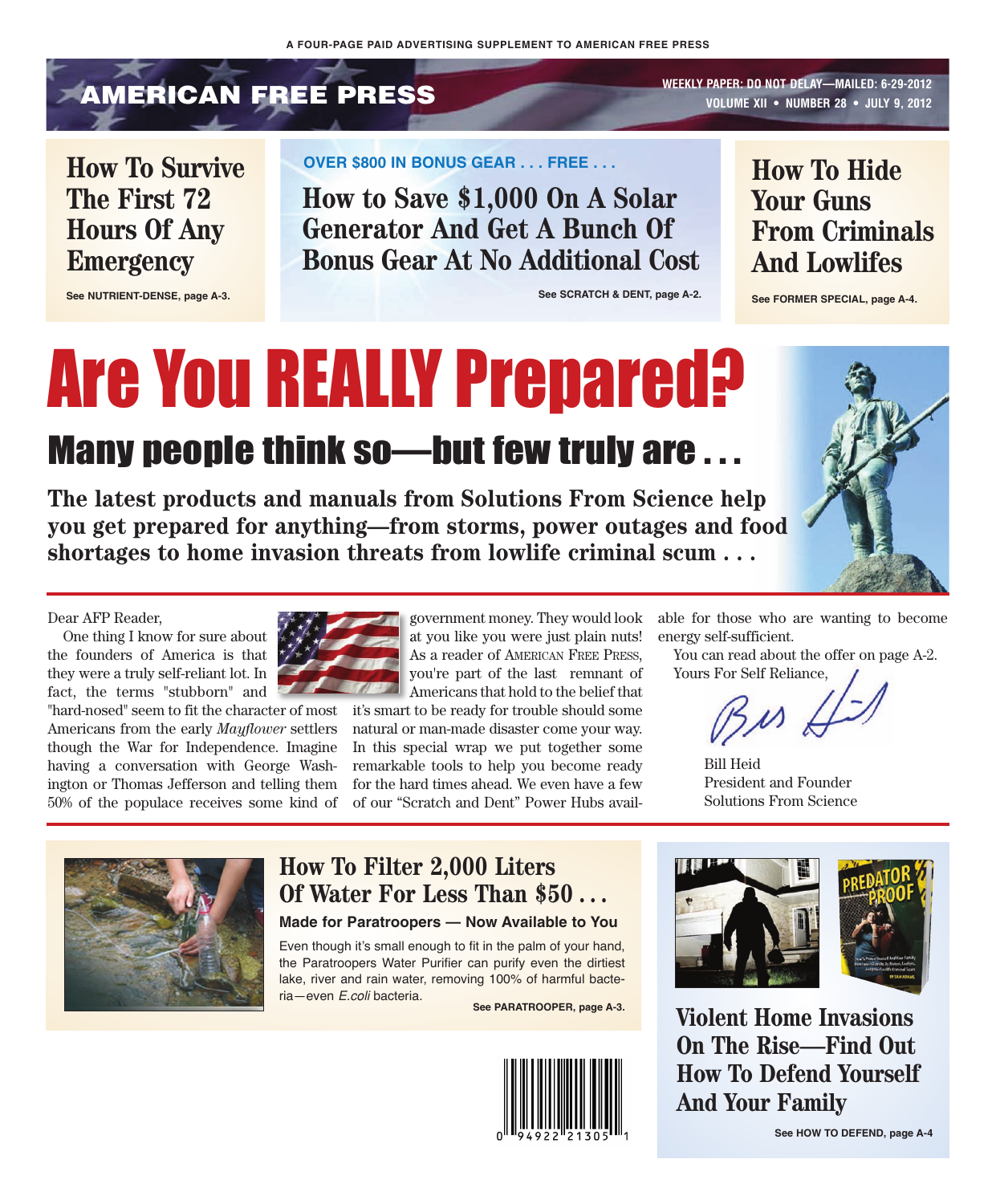A FOUR-PAGE PAID ADVERTISING SUPPLEMENT TO AMERICAN FREE PRESS

AMERICAN FREE PRESS

WEEKLY PAPER: DO NOT DELAY—MAILED: 6-29-2012
VOLUME XII • NUMBER 28 • JULY 9, 2012

## How To Survive The First 72 Hours Of Any Emergency

See NUTRIENT-DENSE, page A-3.

OVER $800 IN BONUS GEAR . . . FREE . . .

## How to Save $1,000 On A Solar Generator And Get A Bunch Of Bonus Gear At No Additional Cost

See SCRATCH & DENT, page A-2.

## How To Hide Your Guns From Criminals And Lowlifes

See FORMER SPECIAL, page A-4.

# Are You REALLY Prepared?

## Many people think so—but few truly are . . .

**The latest products and manuals from Solutions From Science help you get prepared for anything—from storms, power outages and food shortages to home invasion threats from lowlife criminal scum . . .**

Dear AFP Reader,

One thing I know for sure about the founders of America is that they were a truly self-reliant lot. In fact, the terms "stubborn" and "hard-nosed" seem to fit the character of most Americans from the early *Mayflower* settlers though the War for Independence. Imagine having a conversation with George Washington or Thomas Jefferson and telling them 50% of the populace receives some kind of government money. They would look at you like you were just plain nuts! As a reader of AMERICAN FREE PRESS, you're part of the last remnant of Americans that hold to the belief that it's smart to be ready for trouble should some natural or man-made disaster come your way. In this special wrap we put together some remarkable tools to help you become ready for the hard times ahead. We even have a few of our "Scratch and Dent" Power Hubs available for those who are wanting to become energy self-sufficient.

You can read about the offer on page A-2.

Yours For Self Reliance,

Bill Heid
President and Founder
Solutions From Science

## How To Filter 2,000 Liters Of Water For Less Than $50 . . .

**Made for Paratroopers — Now Available to You**

Even though it's small enough to fit in the palm of your hand, the Paratroopers Water Purifier can purify even the dirtiest lake, river and rain water, removing 100% of harmful bacteria—even *E.coli* bacteria.

See PARATROOPER, page A-3.

## Violent Home Invasions On The Rise—Find Out How To Defend Yourself And Your Family

See HOW TO DEFEND, page A-4

0 94922 21305 1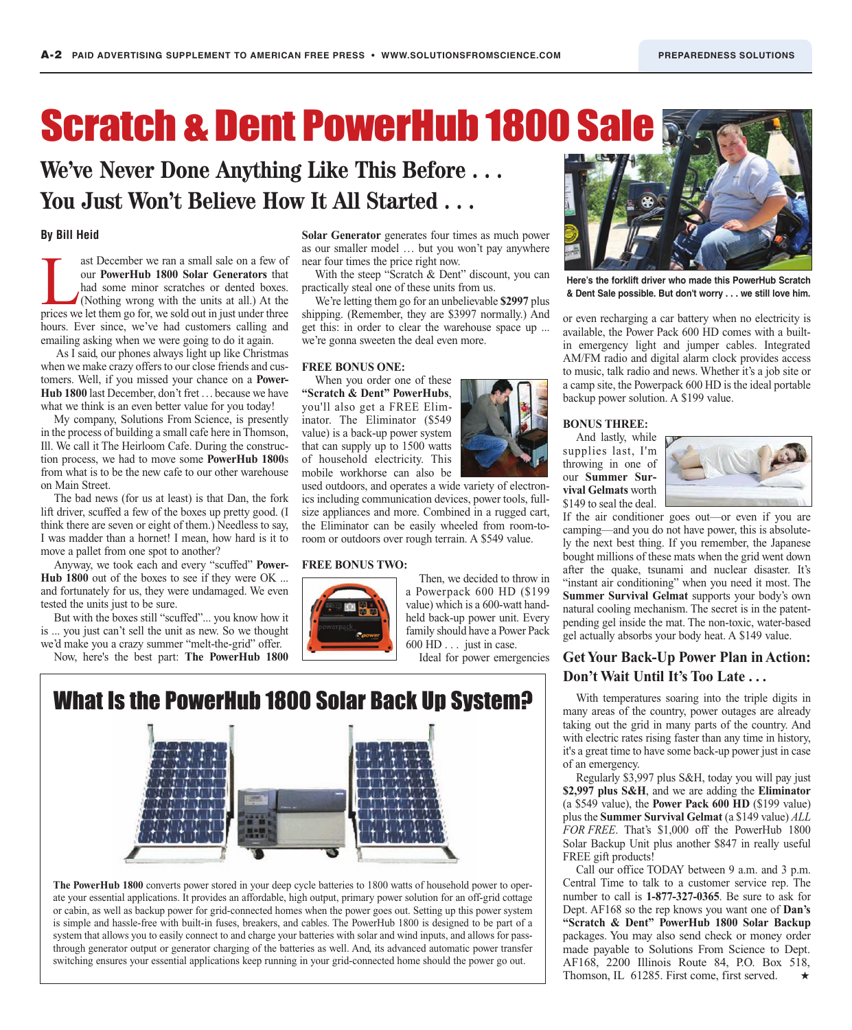# Scratch & Dent PowerHub 1800 Sale

## We've Never Done Anything Like This Before . . . You Just Won't Believe How It All Started . . .

**By Bill Heid**

Last December we ran a small sale on a few of our **PowerHub 1800 Solar Generators** that had some minor scratches or dented boxes. (Nothing wrong with the units at all.) At the prices we let them go for, we sold out in just under three hours. Ever since, we've had customers calling and emailing asking when we were going to do it again.

As I said, our phones always light up like Christmas when we make crazy offers to our close friends and customers. Well, if you missed your chance on a **PowerHub 1800** last December, don't fret . . . because we have what we think is an even better value for you today!

My company, Solutions From Science, is presently in the process of building a small cafe here in Thomson, Ill. We call it The Heirloom Cafe. During the construction process, we had to move some **PowerHub 1800**s from what is to be the new cafe to our other warehouse on Main Street.

The bad news (for us at least) is that Dan, the fork lift driver, scuffed a few of the boxes up pretty good. (I think there are seven or eight of them.) Needless to say, I was madder than a hornet! I mean, how hard is it to move a pallet from one spot to another?

Anyway, we took each and every "scuffed" **PowerHub 1800** out of the boxes to see if they were OK ... and fortunately for us, they were undamaged. We even tested the units just to be sure.

But with the boxes still "scuffed"... you know how it is ... you just can't sell the unit as new. So we thought we'd make you a crazy summer "melt-the-grid" offer.

Now, here's the best part: **The PowerHub 1800 Solar Generator** generates four times as much power as our smaller model … but you won't pay anywhere near four times the price right now.

With the steep "Scratch & Dent" discount, you can practically steal one of these units from us.

We're letting them go for an unbelievable **$2997** plus shipping. (Remember, they are $3997 normally.) And get this: in order to clear the warehouse space up ... we're gonna sweeten the deal even more.

**FREE BONUS ONE:**

When you order one of these **"Scratch & Dent" PowerHubs**, you'll also get a FREE Eliminator. The Eliminator ($549 value) is a back-up power system that can supply up to 1500 watts of household electricity. This mobile workhorse can also be used outdoors, and operates a wide variety of electronics including communication devices, power tools, full-size appliances and more. Combined in a rugged cart, the Eliminator can be easily wheeled from room-to-room or outdoors over rough terrain. A $549 value.

**FREE BONUS TWO:**

Then, we decided to throw in a Powerpack 600 HD ($199 value) which is a 600-watt hand-held back-up power unit. Every family should have a Power Pack 600 HD . . . just in case.

Ideal for power emergencies or even recharging a car battery when no electricity is available, the Power Pack 600 HD comes with a built-in emergency light and jumper cables. Integrated AM/FM radio and digital alarm clock provides access to music, talk radio and news. Whether it's a job site or a camp site, the Powerpack 600 HD is the ideal portable backup power solution. A $199 value.

Here's the forklift driver who made this PowerHub Scratch & Dent Sale possible. But don't worry . . . we still love him.

**BONUS THREE:**

And lastly, while supplies last, I'm throwing in one of our **Summer Survival Gelmats** worth $149 to seal the deal. If the air conditioner goes out—or even if you are camping—and you do not have power, this is absolutely the next best thing. If you remember, the Japanese bought millions of these mats when the grid went down after the quake, tsunami and nuclear disaster. It's "instant air conditioning" when you need it most. The **Summer Survival Gelmat** supports your body's own natural cooling mechanism. The secret is in the patent-pending gel inside the mat. The non-toxic, water-based gel actually absorbs your body heat. A $149 value.

## Get Your Back-Up Power Plan in Action: Don't Wait Until It's Too Late . . .

With temperatures soaring into the triple digits in many areas of the country, power outages are already taking out the grid in many parts of the country. And with electric rates rising faster than any time in history, it's a great time to have some back-up power just in case of an emergency.

Regularly $3,997 plus S&H, today you will pay just **$2,997 plus S&H**, and we are adding the **Eliminator** (a $549 value), the **Power Pack 600 HD** ($199 value) plus the **Summer Survival Gelmat** (a $149 value) *ALL FOR FREE*. That's $1,000 off the PowerHub 1800 Solar Backup Unit plus another $847 in really useful FREE gift products!

Call our office TODAY between 9 a.m. and 3 p.m. Central Time to talk to a customer service rep. The number to call is **1-877-327-0365**. Be sure to ask for Dept. AF168 so the rep knows you want one of **Dan's "Scratch & Dent" PowerHub 1800 Solar Backup** packages. You may also send check or money order made payable to Solutions From Science to Dept. AF168, 2200 Illinois Route 84, P.O. Box 518, Thomson, IL 61285. First come, first served. ★

## What Is the PowerHub 1800 Solar Back Up System?

**The PowerHub 1800** converts power stored in your deep cycle batteries to 1800 watts of household power to operate your essential applications. It provides an affordable, high output, primary power solution for an off-grid cottage or cabin, as well as backup power for grid-connected homes when the power goes out. Setting up this power system is simple and hassle-free with built-in fuses, breakers, and cables. The PowerHub 1800 is designed to be part of a system that allows you to easily connect to and charge your batteries with solar and wind inputs, and allows for pass-through generator output or generator charging of the batteries as well. And, its advanced automatic power transfer switching ensures your essential applications keep running in your grid-connected home should the power go out.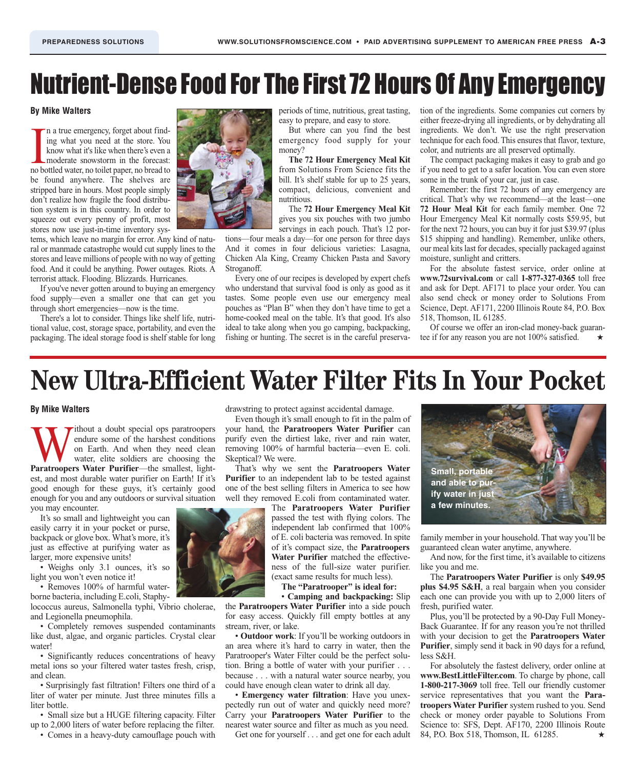# Nutrient-Dense Food For The First 72 Hours Of Any Emergency

**By Mike Walters**

In a true emergency, forget about finding what you need at the store. You know what it's like when there's even a moderate snowstorm in the forecast: no bottled water, no toilet paper, no bread to be found anywhere. The shelves are stripped bare in hours. Most people simply don't realize how fragile the food distribution system is in this country. In order to squeeze out every penny of profit, most stores now use just-in-time inventory systems, which leave no margin for error. Any kind of natural or manmade catastrophe would cut supply lines to the stores and leave millions of people with no way of getting food. And it could be anything. Power outages. Riots. A terrorist attack. Flooding. Blizzards. Hurricanes.

If you've never gotten around to buying an emergency food supply—even a smaller one that can get you through short emergencies—now is the time.

There's a lot to consider. Things like shelf life, nutritional value, cost, storage space, portability, and even the packaging. The ideal storage food is shelf stable for long periods of time, nutritious, great tasting, easy to prepare, and easy to store.

But where can you find the best emergency food supply for your money?

**The 72 Hour Emergency Meal Kit** from Solutions From Science fits the bill. It's shelf stable for up to 25 years, compact, delicious, convenient and nutritious.

The **72 Hour Emergency Meal Kit** gives you six pouches with two jumbo servings in each pouch. That's 12 portions—four meals a day—for one person for three days And it comes in four delicious varieties: Lasagna, Chicken Ala King, Creamy Chicken Pasta and Savory Stroganoff.

Every one of our recipes is developed by expert chefs who understand that survival food is only as good as it tastes. Some people even use our emergency meal pouches as "Plan B" when they don't have time to get a home-cooked meal on the table. It's that good. It's also ideal to take along when you go camping, backpacking, fishing or hunting. The secret is in the careful preservation of the ingredients. Some companies cut corners by either freeze-drying all ingredients, or by dehydrating all ingredients. We don't. We use the right preservation technique for each food. This ensures that flavor, texture, color, and nutrients are all preserved optimally.

The compact packaging makes it easy to grab and go if you need to get to a safer location. You can even store some in the trunk of your car, just in case.

Remember: the first 72 hours of any emergency are critical. That's why we recommend—at the least—one **72 Hour Meal Kit** for each family member. One 72 Hour Emergency Meal Kit normally costs $59.95, but for the next 72 hours, you can buy it for just $39.97 (plus $15 shipping and handling). Remember, unlike others, our meal kits last for decades, specially packaged against moisture, sunlight and critters.

For the absolute fastest service, order online at **www.72survival.com** or call **1-877-327-0365** toll free and ask for Dept. AF171 to place your order. You can also send check or money order to Solutions From Science, Dept. AF171, 2200 Illinois Route 84, P.O. Box 518, Thomson, IL 61285.

Of course we offer an iron-clad money-back guarantee if for any reason you are not 100% satisfied. ★

# New Ultra-Efficient Water Filter Fits In Your Pocket

**By Mike Walters**

Without a doubt special ops paratroopers endure some of the harshest conditions on Earth. And when they need clean water, elite soldiers are choosing the **Paratroopers Water Purifier**—the smallest, lightest, and most durable water purifier on Earth! If it's good enough for these guys, it's certainly good enough for you and any outdoors or survival situation you may encounter.

It's so small and lightweight you can easily carry it in your pocket or purse, backpack or glove box. What's more, it's just as effective at purifying water as larger, more expensive units!

- Weighs only 3.1 ounces, it's so light you won't even notice it!
- Removes 100% of harmful waterborne bacteria, including E.coli, Staphylococcus aureus, Salmonella typhi, Vibrio cholerae, and Legionella pneumophila.
- Completely removes suspended contaminants like dust, algae, and organic particles. Crystal clear water!
- Significantly reduces concentrations of heavy metal ions so your filtered water tastes fresh, crisp, and clean.
- Surprisingly fast filtration! Filters one third of a liter of water per minute. Just three minutes fills a liter bottle.
- Small size but a HUGE filtering capacity. Filter up to 2,000 liters of water before replacing the filter.
- Comes in a heavy-duty camouflage pouch with drawstring to protect against accidental damage.

Even though it's small enough to fit in the palm of your hand, the **Paratroopers Water Purifier** can purify even the dirtiest lake, river and rain water, removing 100% of harmful bacteria—even E. coli. Skeptical? We were.

That's why we sent the **Paratroopers Water Purifier** to an independent lab to be tested against one of the best selling filters in America to see how well they removed E.coli from contaminated water.

The **Paratroopers Water Purifier** passed the test with flying colors. The independent lab confirmed that 100% of E. coli bacteria was removed. In spite of it's compact size, the **Paratroopers Water Purifier** matched the effectiveness of the full-size water purifier. (exact same results for much less).

**The "Paratrooper" is ideal for:**

- **Camping and backpacking:** Slip the **Paratroopers Water Purifier** into a side pouch for easy access. Quickly fill empty bottles at any stream, river, or lake.
- **Outdoor work**: If you'll be working outdoors in an area where it's hard to carry in water, then the Paratrooper's Water Filter could be the perfect solution. Bring a bottle of water with your purifier . . . because . . . with a natural water source nearby, you could have enough clean water to drink all day.
- **Emergency water filtration**: Have you unexpectedly run out of water and quickly need more? Carry your **Paratroopers Water Purifier** to the nearest water source and filter as much as you need.

Get one for yourself . . . and get one for each adult family member in your household. That way you'll be guaranteed clean water anytime, anywhere.

Small, portable and able to purify water in just a few minutes.

And now, for the first time, it's available to citizens like you and me.

The **Paratroopers Water Purifier** is only **$49.95 plus $4.95 S&H**, a real bargain when you consider each one can provide you with up to 2,000 liters of fresh, purified water.

Plus, you'll be protected by a 90-Day Full Money-Back Guarantee. If for any reason you're not thrilled with your decision to get the **Paratroopers Water Purifier**, simply send it back in 90 days for a refund, less S&H.

For absolutely the fastest delivery, order online at **www.BestLittleFilter.com**. To charge by phone, call **1-800-217-3069** toll free. Tell our friendly customer service representatives that you want the **Paratroopers Water Purifier** system rushed to you. Send check or money order payable to Solutions From Science to: SFS, Dept. AF170, 2200 Illinois Route 84, P.O. Box 518, Thomson, IL 61285. ★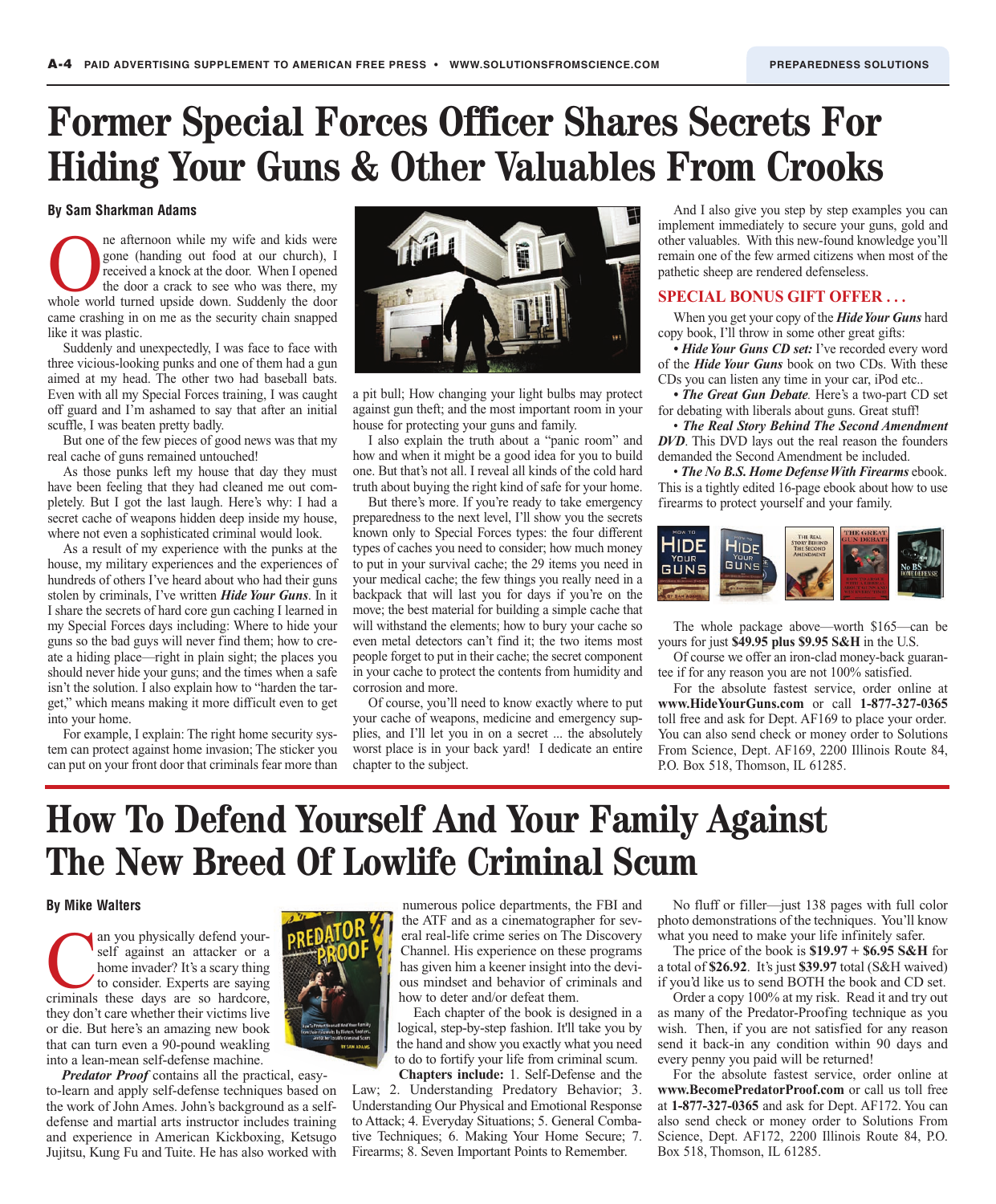# Former Special Forces Officer Shares Secrets For Hiding Your Guns & Other Valuables From Crooks

**By Sam Sharkman Adams**

One afternoon while my wife and kids were gone (handing out food at our church), I received a knock at the door. When I opened the door a crack to see who was there, my whole world turned upside down. Suddenly the door came crashing in on me as the security chain snapped like it was plastic.

Suddenly and unexpectedly, I was face to face with three vicious-looking punks and one of them had a gun aimed at my head. The other two had baseball bats. Even with all my Special Forces training, I was caught off guard and I'm ashamed to say that after an initial scuffle, I was beaten pretty badly.

But one of the few pieces of good news was that my real cache of guns remained untouched!

As those punks left my house that day they must have been feeling that they had cleaned me out completely. But I got the last laugh. Here's why: I had a secret cache of weapons hidden deep inside my house, where not even a sophisticated criminal would look.

As a result of my experience with the punks at the house, my military experiences and the experiences of hundreds of others I've heard about who had their guns stolen by criminals, I've written ***Hide Your Guns***. In it I share the secrets of hard core gun caching I learned in my Special Forces days including: Where to hide your guns so the bad guys will never find them; how to create a hiding place—right in plain sight; the places you should never hide your guns; and the times when a safe isn't the solution. I also explain how to "harden the target," which means making it more difficult even to get into your home.

For example, I explain: The right home security system can protect against home invasion; The sticker you can put on your front door that criminals fear more than a pit bull; How changing your light bulbs may protect against gun theft; and the most important room in your house for protecting your guns and family.

I also explain the truth about a "panic room" and how and when it might be a good idea for you to build one. But that's not all. I reveal all kinds of the cold hard truth about buying the right kind of safe for your home.

But there's more. If you're ready to take emergency preparedness to the next level, I'll show you the secrets known only to Special Forces types: the four different types of caches you need to consider; how much money to put in your survival cache; the 29 items you need in your medical cache; the few things you really need in a backpack that will last you for days if you're on the move; the best material for building a simple cache that will withstand the elements; how to bury your cache so even metal detectors can't find it; the two items most people forget to put in their cache; the secret component in your cache to protect the contents from humidity and corrosion and more.

Of course, you'll need to know exactly where to put your cache of weapons, medicine and emergency supplies, and I'll let you in on a secret ... the absolutely worst place is in your back yard! I dedicate an entire chapter to the subject.

And I also give you step by step examples you can implement immediately to secure your guns, gold and other valuables. With this new-found knowledge you'll remain one of the few armed citizens when most of the pathetic sheep are rendered defenseless.

## SPECIAL BONUS GIFT OFFER . . .

When you get your copy of the ***Hide Your Guns*** hard copy book, I'll throw in some other great gifts:

• ***Hide Your Guns CD set:*** I've recorded every word of the ***Hide Your Guns*** book on two CDs. With these CDs you can listen any time in your car, iPod etc..

• ***The Great Gun Debate***. Here's a two-part CD set for debating with liberals about guns. Great stuff!

• ***The Real Story Behind The Second Amendment DVD***. This DVD lays out the real reason the founders demanded the Second Amendment be included.

• ***The No B.S. Home Defense With Firearms*** ebook. This is a tightly edited 16-page ebook about how to use firearms to protect yourself and your family.

The whole package above—worth $165—can be yours for just **$49.95 plus $9.95 S&H** in the U.S.

Of course we offer an iron-clad money-back guarantee if for any reason you are not 100% satisfied.

For the absolute fastest service, order online at **www.HideYourGuns.com** or call **1-877-327-0365** toll free and ask for Dept. AF169 to place your order. You can also send check or money order to Solutions From Science, Dept. AF169, 2200 Illinois Route 84, P.O. Box 518, Thomson, IL 61285.

# How To Defend Yourself And Your Family Against The New Breed Of Lowlife Criminal Scum

**By Mike Walters**

Can you physically defend yourself against an attacker or a home invader? It's a scary thing to consider. Experts are saying criminals these days are so hardcore, they don't care whether their victims live or die. But here's an amazing new book that can turn even a 90-pound weakling into a lean-mean self-defense machine.

***Predator Proof*** contains all the practical, easy-to-learn and apply self-defense techniques based on the work of John Ames. John's background as a self-defense and martial arts instructor includes training and experience in American Kickboxing, Ketsugo Jujitsu, Kung Fu and Tuite. He has also worked with numerous police departments, the FBI and the ATF and as a cinematographer for several real-life crime series on The Discovery Channel. His experience on these programs has given him a keener insight into the devious mindset and behavior of criminals and how to deter and/or defeat them.

Each chapter of the book is designed in a logical, step-by-step fashion. It'll take you by the hand and show you exactly what you need to do to fortify your life from criminal scum.

**Chapters include:** 1. Self-Defense and the Law; 2. Understanding Predatory Behavior; 3. Understanding Our Physical and Emotional Response to Attack; 4. Everyday Situations; 5. General Combative Techniques; 6. Making Your Home Secure; 7. Firearms; 8. Seven Important Points to Remember.

No fluff or filler—just 138 pages with full color photo demonstrations of the techniques. You'll know what you need to make your life infinitely safer.

The price of the book is **$19.97 + $6.95 S&H** for a total of **$26.92**. It's just **$39.97** total (S&H waived) if you'd like us to send BOTH the book and CD set.

Order a copy 100% at my risk. Read it and try out as many of the Predator-Proofing technique as you wish. Then, if you are not satisfied for any reason send it back-in any condition within 90 days and every penny you paid will be returned!

For the absolute fastest service, order online at **www.BecomePredatorProof.com** or call us toll free at **1-877-327-0365** and ask for Dept. AF172. You can also send check or money order to Solutions From Science, Dept. AF172, 2200 Illinois Route 84, P.O. Box 518, Thomson, IL 61285.